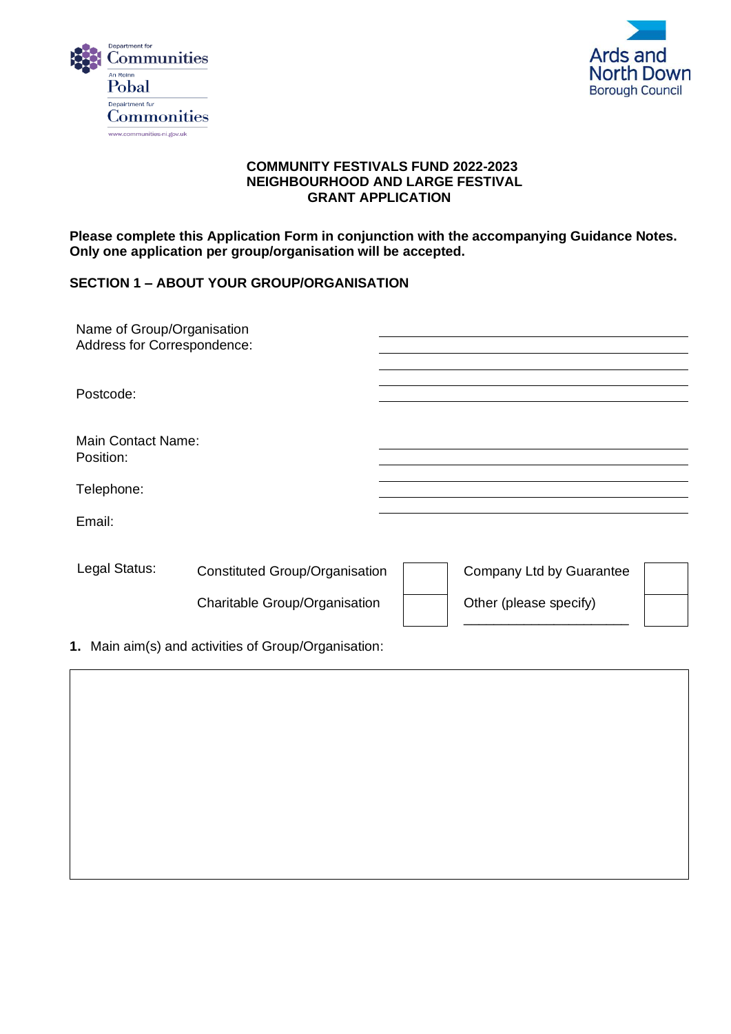Department for Communities
An Roinn Pobal
Depairtment fur Commonities
www.communities-ni.gov.uk

Ards and North Down Borough Council

**COMMUNITY FESTIVALS FUND 2022-2023**
**NEIGHBOURHOOD AND LARGE FESTIVAL**
**GRANT APPLICATION**

**Please complete this Application Form in conjunction with the accompanying Guidance Notes. Only one application per group/organisation will be accepted.**

## SECTION 1 – ABOUT YOUR GROUP/ORGANISATION

| | |
|---|---|
| Name of Group/Organisation | |
| Address for Correspondence: | |
| | |
| | |
| Postcode: | |
| Main Contact Name: | |
| Position: | |
| Telephone: | |
| Email: | |

| Legal Status: | | | | |
|---|---|---|---|---|
| | Constituted Group/Organisation | ☐ | Company Ltd by Guarantee | ☐ |
| | Charitable Group/Organisation | ☐ | Other (please specify) ______________________ | ☐ |

**1.** Main aim(s) and activities of Group/Organisation:

| |
|---|
| |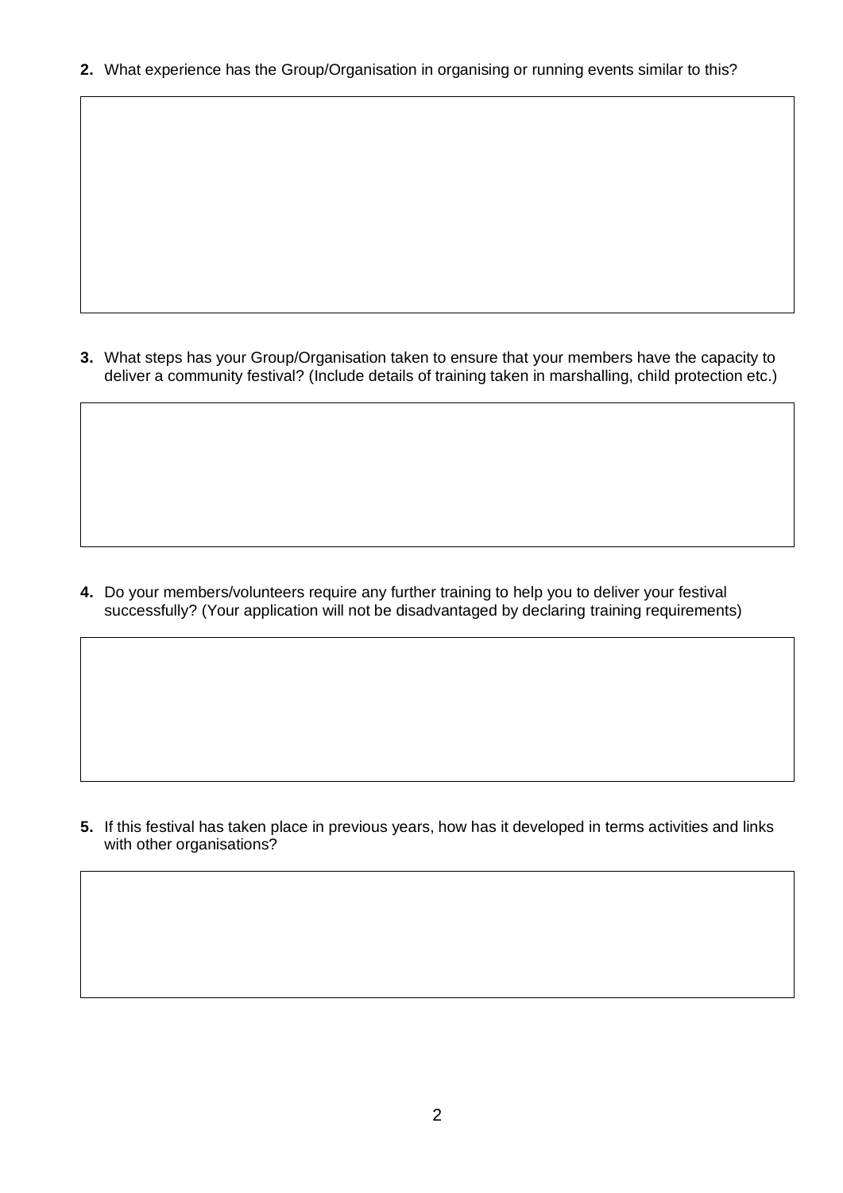**2.** What experience has the Group/Organisation in organising or running events similar to this?

| |
|---|
| |

**3.** What steps has your Group/Organisation taken to ensure that your members have the capacity to deliver a community festival? (Include details of training taken in marshalling, child protection etc.)

| |
|---|
| |

**4.** Do your members/volunteers require any further training to help you to deliver your festival successfully? (Your application will not be disadvantaged by declaring training requirements)

| |
|---|
| |

**5.** If this festival has taken place in previous years, how has it developed in terms activities and links with other organisations?

| |
|---|
| |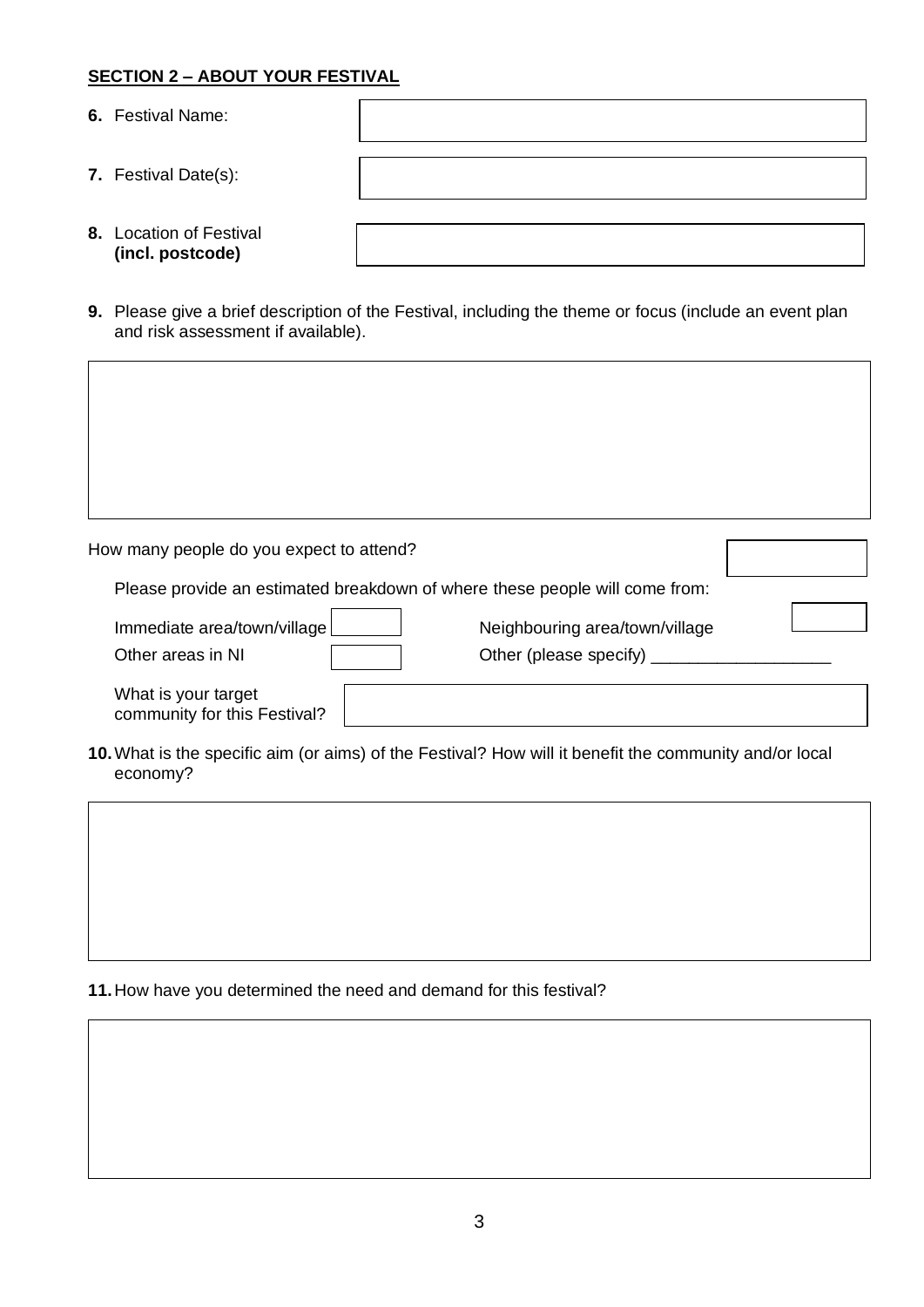**SECTION 2 – ABOUT YOUR FESTIVAL**

**6.** Festival Name:

**7.** Festival Date(s):

**8.** Location of Festival **(incl. postcode)**

**9.** Please give a brief description of the Festival, including the theme or focus (include an event plan and risk assessment if available).

How many people do you expect to attend?

Please provide an estimated breakdown of where these people will come from:

Immediate area/town/village

Neighbouring area/town/village

Other areas in NI

Other (please specify) ___________________

What is your target community for this Festival?

**10.** What is the specific aim (or aims) of the Festival? How will it benefit the community and/or local economy?

**11.** How have you determined the need and demand for this festival?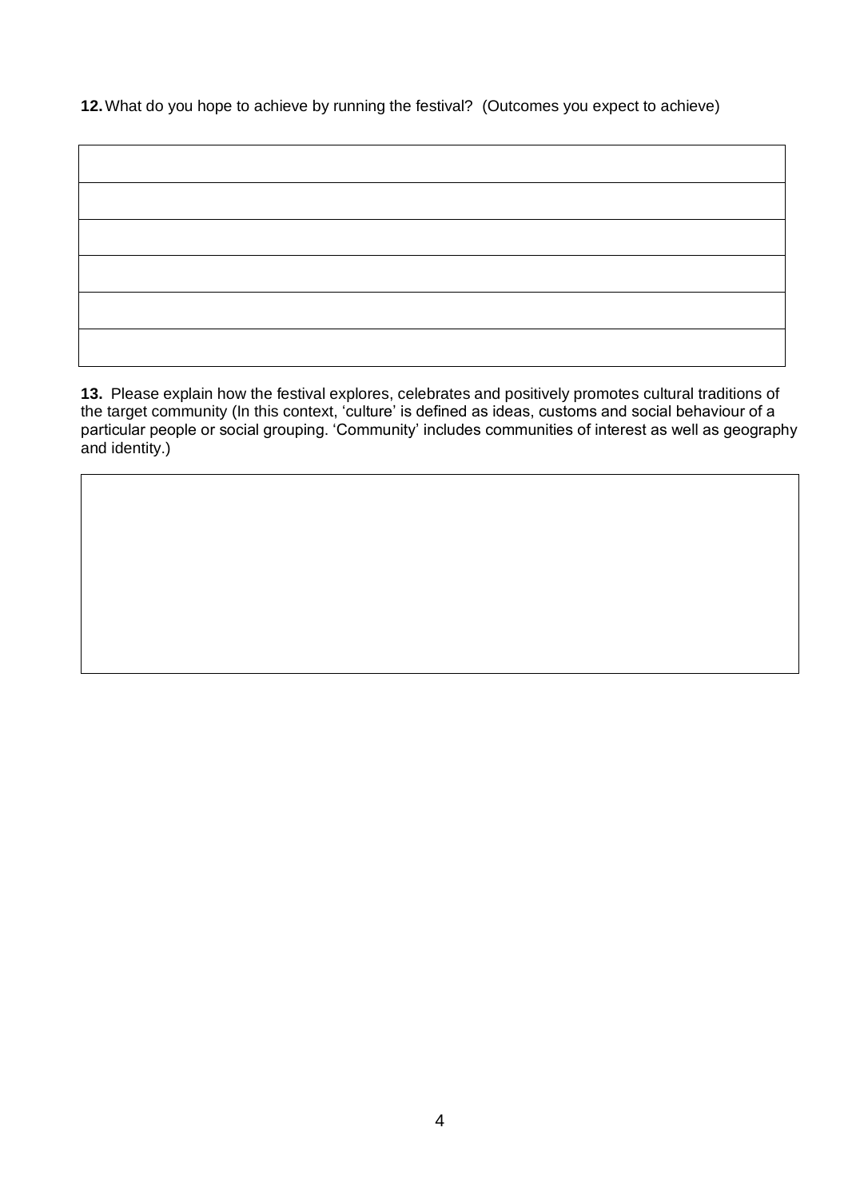**12.** What do you hope to achieve by running the festival? (Outcomes you expect to achieve)

| |
|---|
| |
| |
| |
| |
| |

**13.** Please explain how the festival explores, celebrates and positively promotes cultural traditions of the target community (In this context, 'culture' is defined as ideas, customs and social behaviour of a particular people or social grouping. 'Community' includes communities of interest as well as geography and identity.)

| |
|---|
| |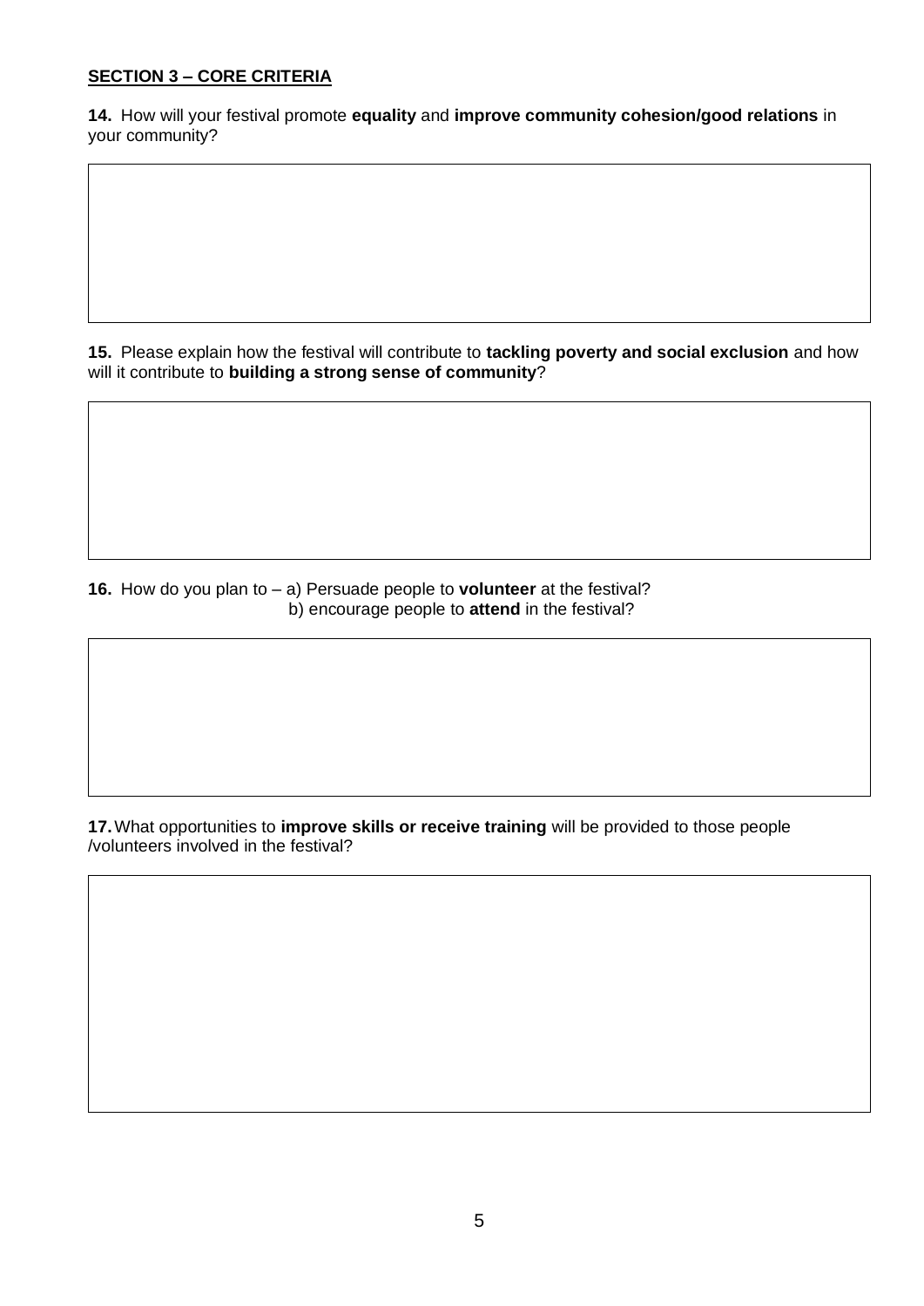## SECTION 3 – CORE CRITERIA

**14.** How will your festival promote **equality** and **improve community cohesion/good relations** in your community?

**15.** Please explain how the festival will contribute to **tackling poverty and social exclusion** and how will it contribute to **building a strong sense of community**?

**16.** How do you plan to – a) Persuade people to **volunteer** at the festival?
b) encourage people to **attend** in the festival?

**17.** What opportunities to **improve skills or receive training** will be provided to those people /volunteers involved in the festival?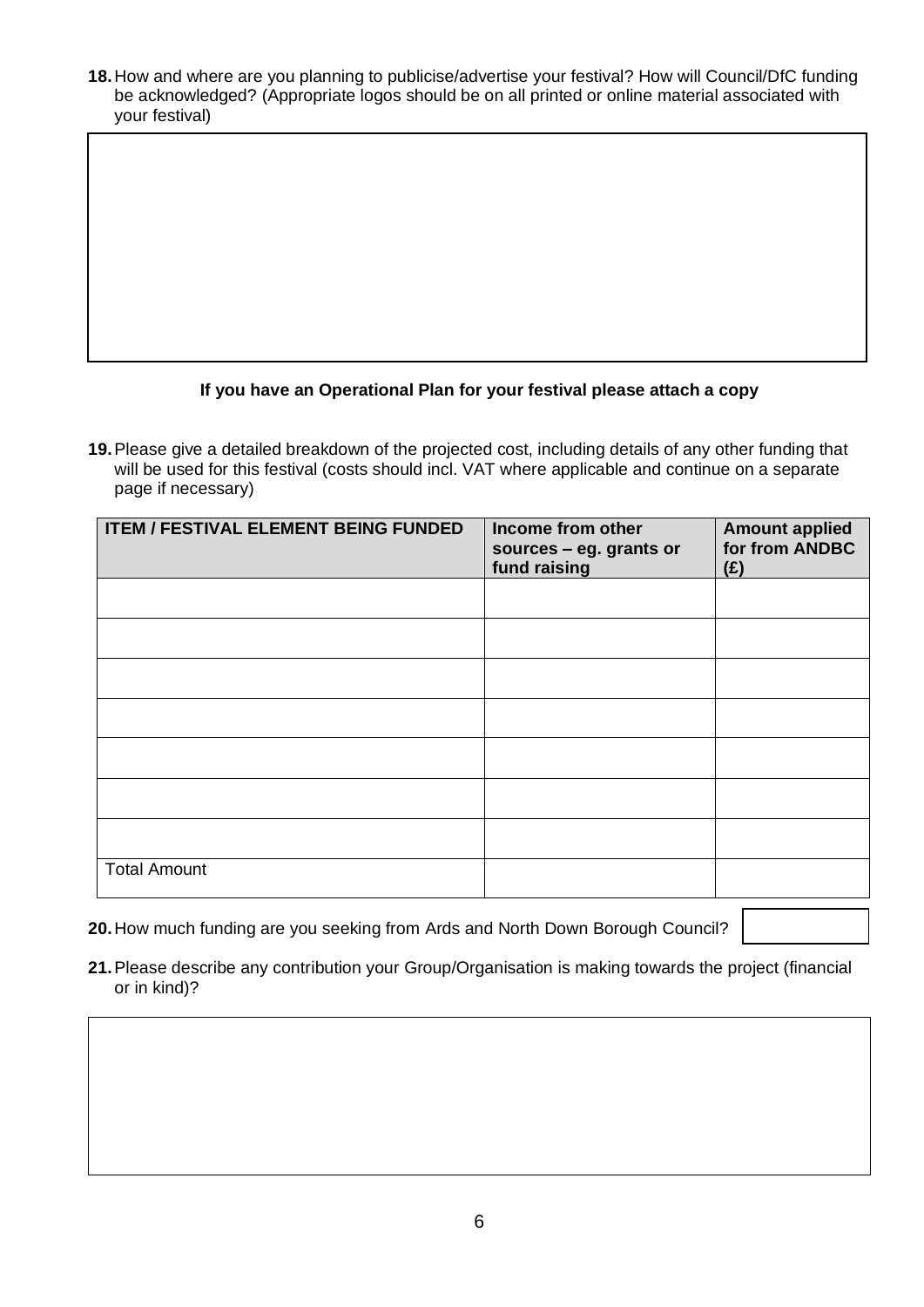**18.** How and where are you planning to publicise/advertise your festival? How will Council/DfC funding be acknowledged? (Appropriate logos should be on all printed or online material associated with your festival)

**If you have an Operational Plan for your festival please attach a copy**

**19.** Please give a detailed breakdown of the projected cost, including details of any other funding that will be used for this festival (costs should incl. VAT where applicable and continue on a separate page if necessary)

| ITEM / FESTIVAL ELEMENT BEING FUNDED | Income from other sources – eg. grants or fund raising | Amount applied for from ANDBC (£) |
| --- | --- | --- |
| | | |
| | | |
| | | |
| | | |
| | | |
| | | |
| | | |
| Total Amount | | |

**20.** How much funding are you seeking from Ards and North Down Borough Council?

**21.** Please describe any contribution your Group/Organisation is making towards the project (financial or in kind)?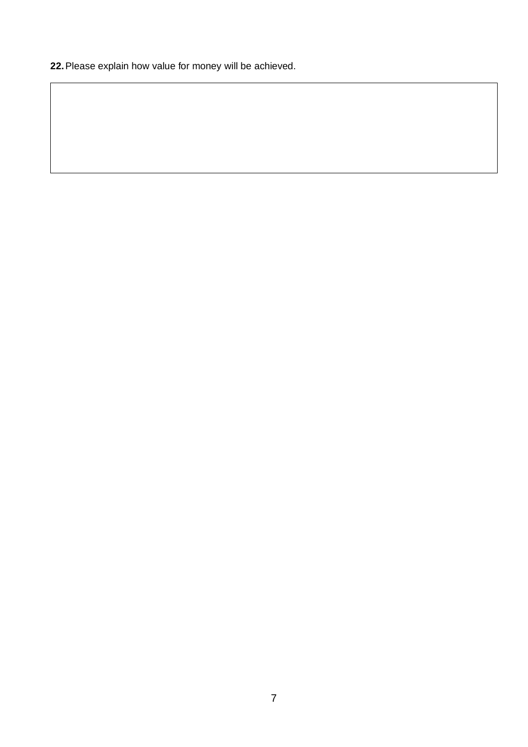**22.** Please explain how value for money will be achieved.

| |
|---|
| |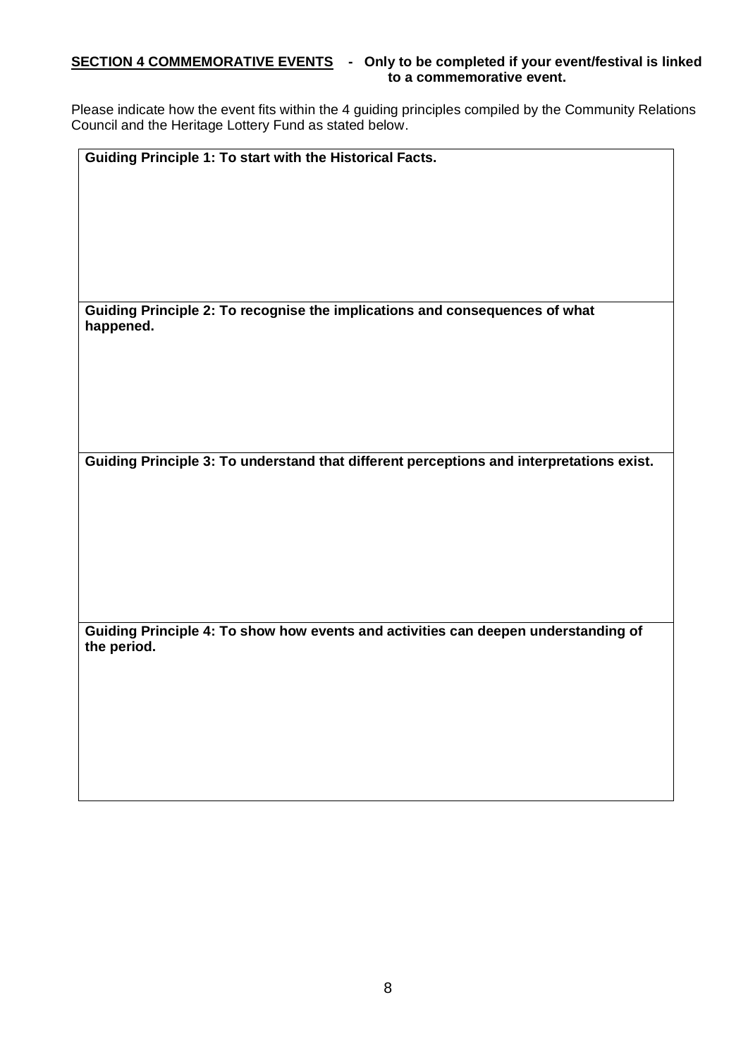**SECTION 4 COMMEMORATIVE EVENTS - Only to be completed if your event/festival is linked to a commemorative event.**

Please indicate how the event fits within the 4 guiding principles compiled by the Community Relations Council and the Heritage Lottery Fund as stated below.

| **Guiding Principle 1: To start with the Historical Facts.** |
| --- |
| |
| **Guiding Principle 2: To recognise the implications and consequences of what happened.** |
| |
| **Guiding Principle 3: To understand that different perceptions and interpretations exist.** |
| |
| **Guiding Principle 4: To show how events and activities can deepen understanding of the period.** |
| |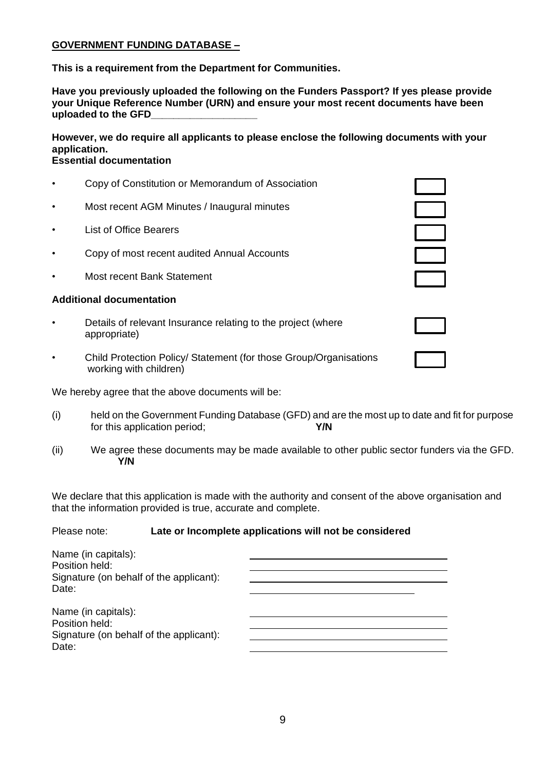**GOVERNMENT FUNDING DATABASE –**

**This is a requirement from the Department for Communities.**

**Have you previously uploaded the following on the Funders Passport? If yes please provide your Unique Reference Number (URN) and ensure your most recent documents have been uploaded to the GFD__________________**

**However, we do require all applicants to please enclose the following documents with your application.**
**Essential documentation**

- Copy of Constitution or Memorandum of Association ☐
- Most recent AGM Minutes / Inaugural minutes ☐
- List of Office Bearers ☐
- Copy of most recent audited Annual Accounts ☐
- Most recent Bank Statement ☐

**Additional documentation**

- Details of relevant Insurance relating to the project (where appropriate) ☐
- Child Protection Policy/ Statement (for those Group/Organisations working with children) ☐

We hereby agree that the above documents will be:

(i) held on the Government Funding Database (GFD) and are the most up to date and fit for purpose for this application period; **Y/N**

(ii) We agree these documents may be made available to other public sector funders via the GFD. **Y/N**

We declare that this application is made with the authority and consent of the above organisation and that the information provided is true, accurate and complete.

Please note: **Late or Incomplete applications will not be considered**

Name (in capitals): ______________________________
Position held: ______________________________
Signature (on behalf of the applicant): ______________________________
Date: ______________________________

Name (in capitals): ______________________________
Position held: ______________________________
Signature (on behalf of the applicant): ______________________________
Date: ______________________________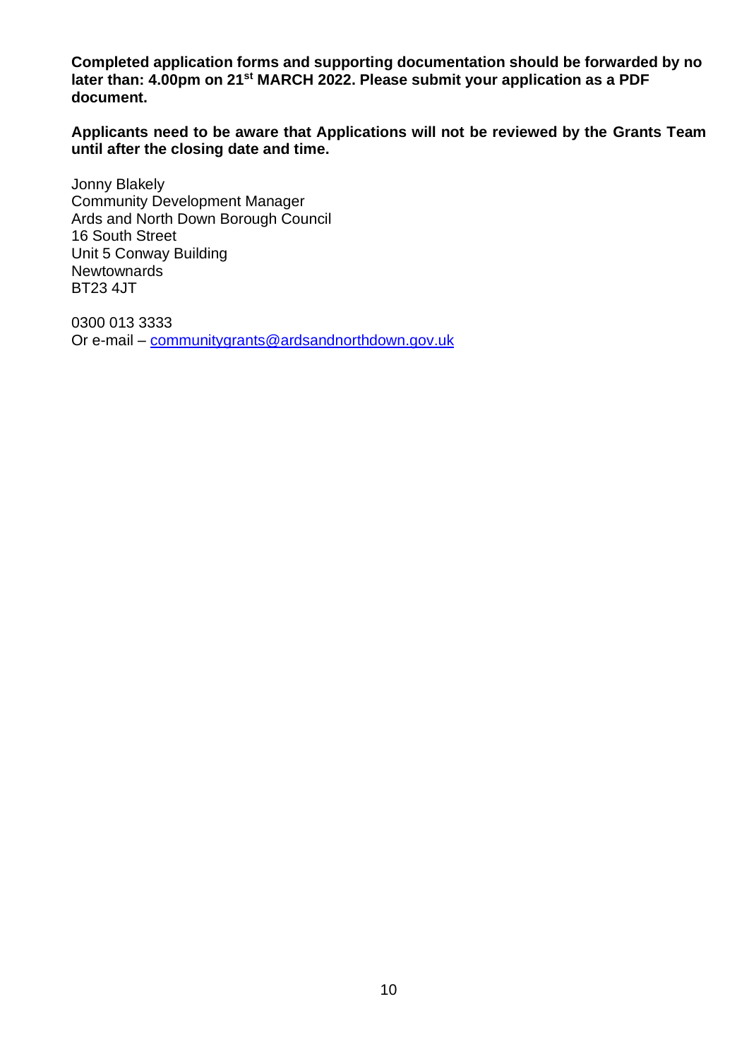**Completed application forms and supporting documentation should be forwarded by no later than: 4.00pm on 21st MARCH 2022. Please submit your application as a PDF document.**

**Applicants need to be aware that Applications will not be reviewed by the Grants Team until after the closing date and time.**

Jonny Blakely
Community Development Manager
Ards and North Down Borough Council
16 South Street
Unit 5 Conway Building
Newtownards
BT23 4JT

0300 013 3333
Or e-mail – communitygrants@ardsandnorthdown.gov.uk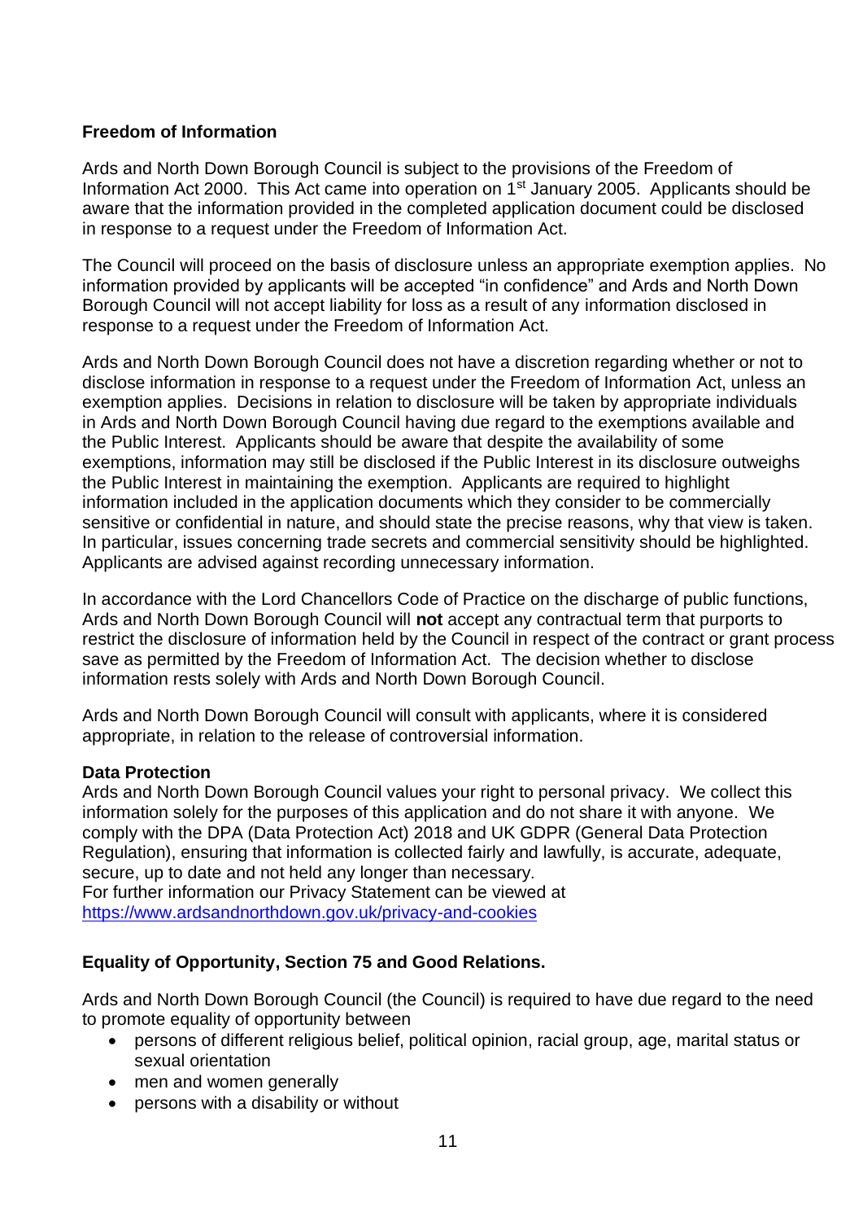**Freedom of Information**

Ards and North Down Borough Council is subject to the provisions of the Freedom of Information Act 2000. This Act came into operation on 1st January 2005. Applicants should be aware that the information provided in the completed application document could be disclosed in response to a request under the Freedom of Information Act.

The Council will proceed on the basis of disclosure unless an appropriate exemption applies. No information provided by applicants will be accepted "in confidence" and Ards and North Down Borough Council will not accept liability for loss as a result of any information disclosed in response to a request under the Freedom of Information Act.

Ards and North Down Borough Council does not have a discretion regarding whether or not to disclose information in response to a request under the Freedom of Information Act, unless an exemption applies. Decisions in relation to disclosure will be taken by appropriate individuals in Ards and North Down Borough Council having due regard to the exemptions available and the Public Interest. Applicants should be aware that despite the availability of some exemptions, information may still be disclosed if the Public Interest in its disclosure outweighs the Public Interest in maintaining the exemption. Applicants are required to highlight information included in the application documents which they consider to be commercially sensitive or confidential in nature, and should state the precise reasons, why that view is taken. In particular, issues concerning trade secrets and commercial sensitivity should be highlighted. Applicants are advised against recording unnecessary information.

In accordance with the Lord Chancellors Code of Practice on the discharge of public functions, Ards and North Down Borough Council will **not** accept any contractual term that purports to restrict the disclosure of information held by the Council in respect of the contract or grant process save as permitted by the Freedom of Information Act. The decision whether to disclose information rests solely with Ards and North Down Borough Council.

Ards and North Down Borough Council will consult with applicants, where it is considered appropriate, in relation to the release of controversial information.

**Data Protection**

Ards and North Down Borough Council values your right to personal privacy. We collect this information solely for the purposes of this application and do not share it with anyone. We comply with the DPA (Data Protection Act) 2018 and UK GDPR (General Data Protection Regulation), ensuring that information is collected fairly and lawfully, is accurate, adequate, secure, up to date and not held any longer than necessary.
For further information our Privacy Statement can be viewed at
https://www.ardsandnorthdown.gov.uk/privacy-and-cookies

**Equality of Opportunity, Section 75 and Good Relations.**

Ards and North Down Borough Council (the Council) is required to have due regard to the need to promote equality of opportunity between

- persons of different religious belief, political opinion, racial group, age, marital status or sexual orientation
- men and women generally
- persons with a disability or without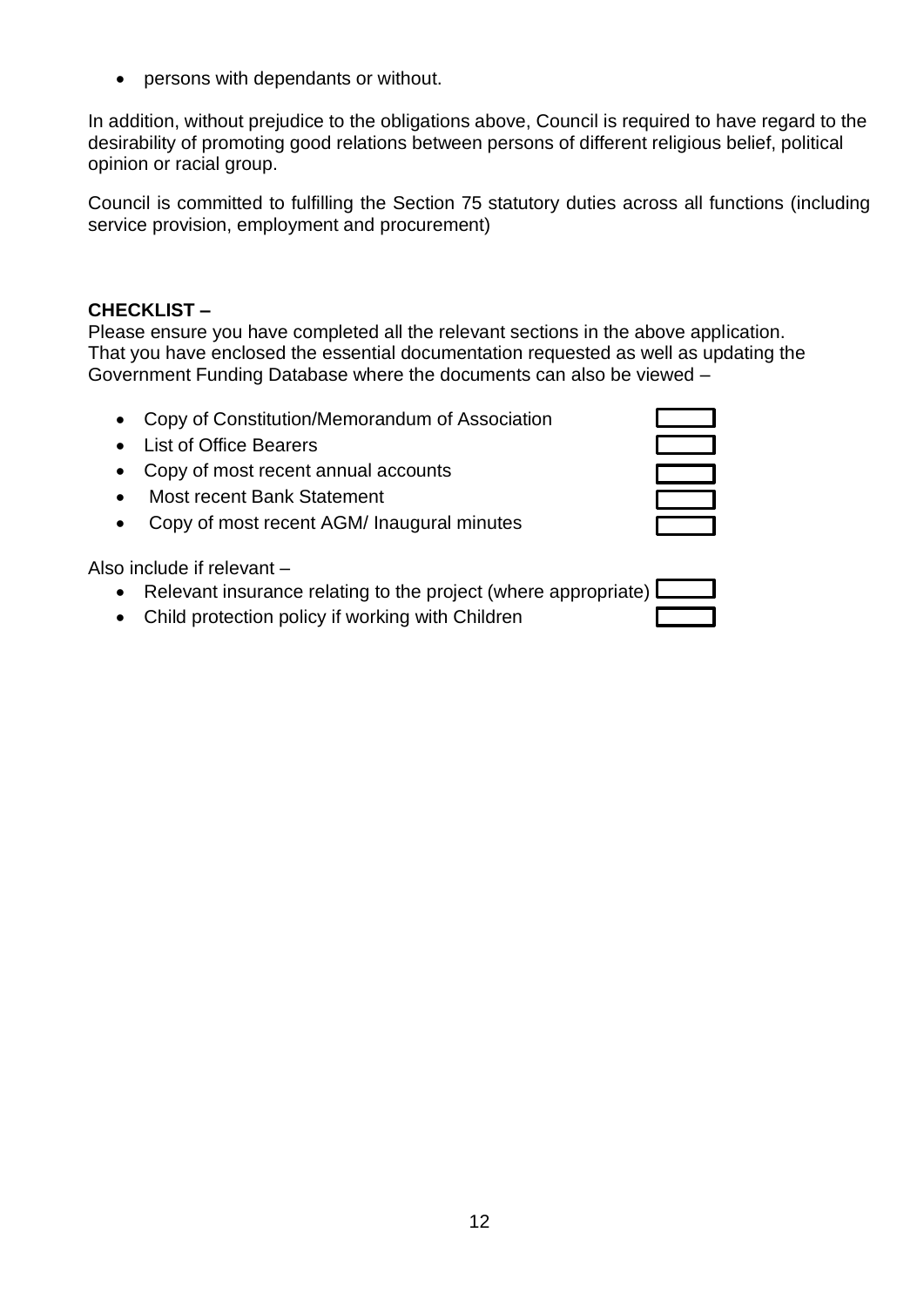- persons with dependants or without.

In addition, without prejudice to the obligations above, Council is required to have regard to the desirability of promoting good relations between persons of different religious belief, political opinion or racial group.

Council is committed to fulfilling the Section 75 statutory duties across all functions (including service provision, employment and procurement)

**CHECKLIST –**
Please ensure you have completed all the relevant sections in the above application.
That you have enclosed the essential documentation requested as well as updating the Government Funding Database where the documents can also be viewed –

- Copy of Constitution/Memorandum of Association ☐
- List of Office Bearers ☐
- Copy of most recent annual accounts ☐
- Most recent Bank Statement ☐
- Copy of most recent AGM/ Inaugural minutes ☐

Also include if relevant –

- Relevant insurance relating to the project (where appropriate) ☐
- Child protection policy if working with Children ☐